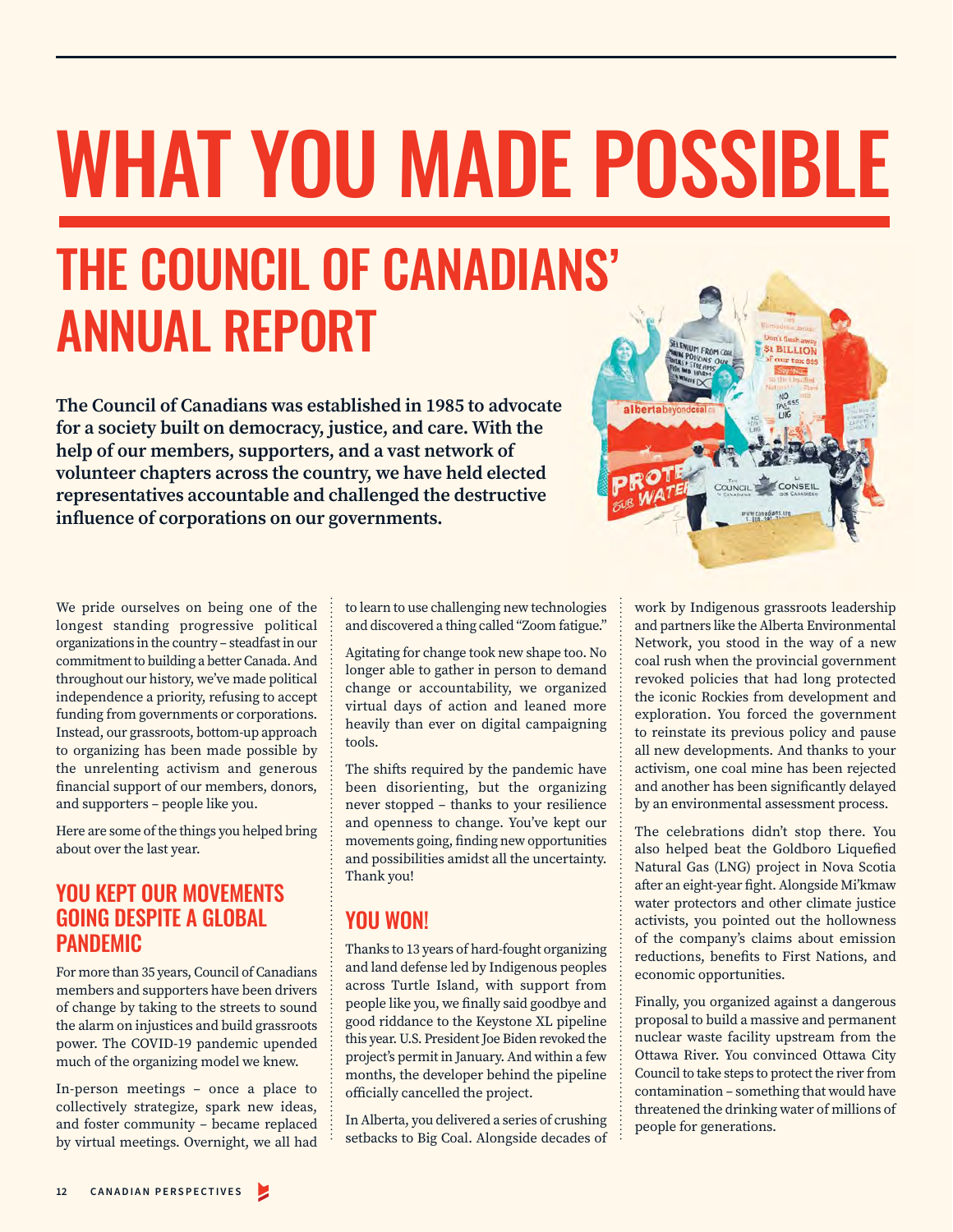# WHAT YOU MADE POSSIBLE

## THE COUNCIL OF CANADIANS' ANNUAL REPORT

**The Council of Canadians was established in 1985 to advocate for a society built on democracy, justice, and care. With the help of our members, supporters, and a vast network of volunteer chapters across the country, we have held elected representatives accountable and challenged the destructive influence of corporations on our governments.**

We pride ourselves on being one of the longest standing progressive political organizations in the country – steadfast in our commitment to building a better Canada. And throughout our history, we've made political independence a priority, refusing to accept funding from governments or corporations. Instead, our grassroots, bottom-up approach to organizing has been made possible by the unrelenting activism and generous financial support of our members, donors, and supporters – people like you.

Here are some of the things you helped bring about over the last year.

### YOU KEPT OUR MOVEMENTS GOING DESPITE A GLOBAL PANDEMIC

For more than 35 years, Council of Canadians members and supporters have been drivers of change by taking to the streets to sound the alarm on injustices and build grassroots power. The COVID-19 pandemic upended much of the organizing model we knew.

In-person meetings – once a place to collectively strategize, spark new ideas, and foster community – became replaced by virtual meetings. Overnight, we all had to learn to use challenging new technologies and discovered a thing called "Zoom fatigue."

Agitating for change took new shape too. No longer able to gather in person to demand change or accountability, we organized virtual days of action and leaned more heavily than ever on digital campaigning tools.

The shifts required by the pandemic have been disorienting, but the organizing never stopped – thanks to your resilience and openness to change. You've kept our movements going, finding new opportunities and possibilities amidst all the uncertainty. Thank you!

### YOU WON!

Thanks to 13 years of hard-fought organizing and land defense led by Indigenous peoples across Turtle Island, with support from people like you, we finally said goodbye and good riddance to the Keystone XL pipeline this year. U.S. President Joe Biden revoked the project's permit in January. And within a few months, the developer behind the pipeline officially cancelled the project.

In Alberta, you delivered a series of crushing setbacks to Big Coal. Alongside decades of work by Indigenous grassroots leadership and partners like the Alberta Environmental Network, you stood in the way of a new coal rush when the provincial government revoked policies that had long protected the iconic Rockies from development and exploration. You forced the government to reinstate its previous policy and pause all new developments. And thanks to your activism, one coal mine has been rejected and another has been significantly delayed by an environmental assessment process.

The celebrations didn't stop there. You also helped beat the Goldboro Liquefied Natural Gas (LNG) project in Nova Scotia after an eight-year fight. Alongside Mi'kmaw water protectors and other climate justice activists, you pointed out the hollowness of the company's claims about emission reductions, benefits to First Nations, and economic opportunities.

Finally, you organized against a dangerous proposal to build a massive and permanent nuclear waste facility upstream from the Ottawa River. You convinced Ottawa City Council to take steps to protect the river from contamination – something that would have threatened the drinking water of millions of people for generations.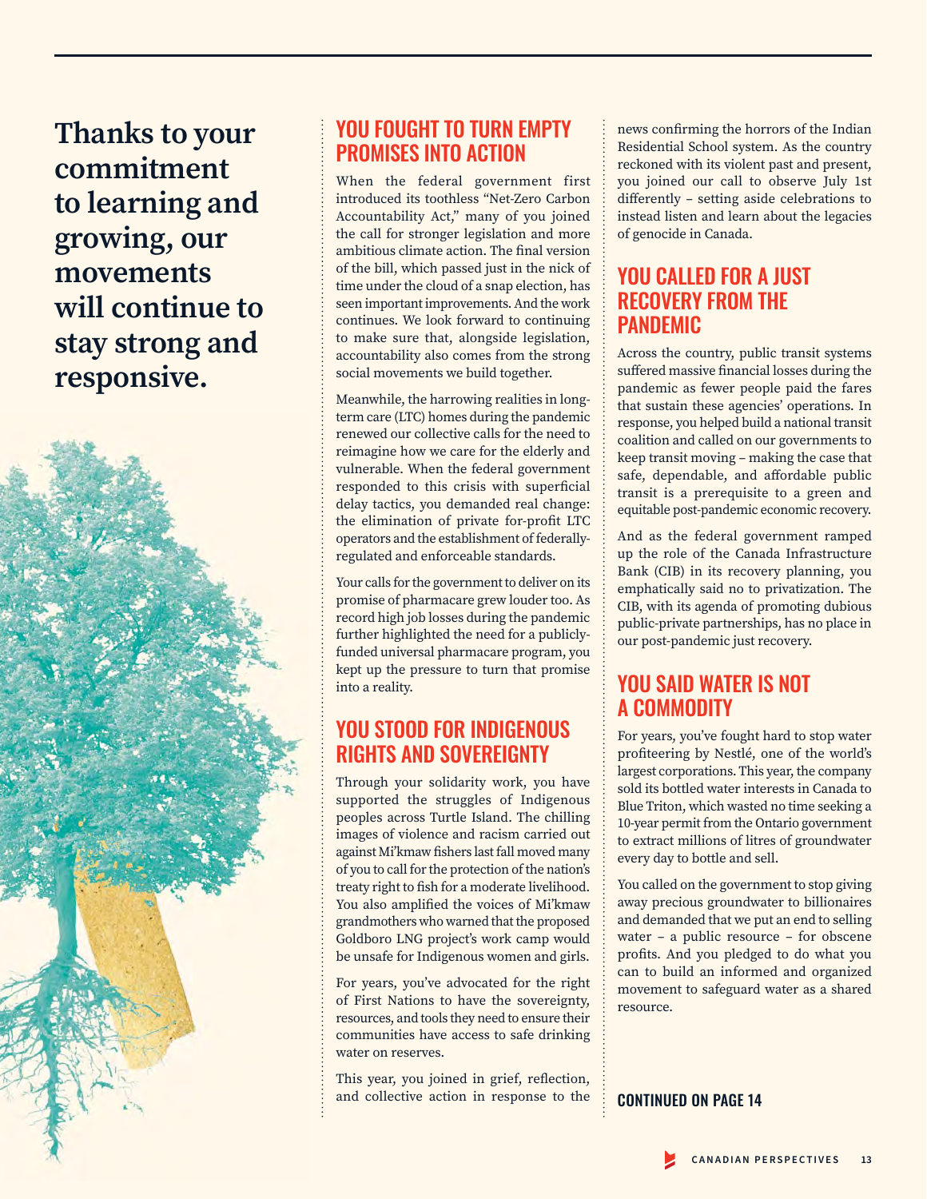**Thanks to your commitment to learning and growing, our movements will continue to stay strong and responsive.**

## YOU FOUGHT TO TURN EMPTY PROMISES INTO ACTION

When the federal government first introduced its toothless "Net-Zero Carbon Accountability Act," many of you joined the call for stronger legislation and more ambitious climate action. The final version of the bill, which passed just in the nick of time under the cloud of a snap election, has seen important improvements. And the work continues. We look forward to continuing to make sure that, alongside legislation, accountability also comes from the strong social movements we build together.

Meanwhile, the harrowing realities in long-term care (LTC) homes during the pandemic renewed our collective calls for the need to reimagine how we care for the elderly and vulnerable. When the federal government responded to this crisis with superficial delay tactics, you demanded real change: the elimination of private for-profit LTC operators and the establishment of federally-regulated and enforceable standards.

Your calls for the government to deliver on its promise of pharmacare grew louder too. As record high job losses during the pandemic further highlighted the need for a publicly-funded universal pharmacare program, you kept up the pressure to turn that promise into a reality.

## YOU STOOD FOR INDIGENOUS RIGHTS AND SOVEREIGNTY

Through your solidarity work, you have supported the struggles of Indigenous peoples across Turtle Island. The chilling images of violence and racism carried out against Mi'kmaw fishers last fall moved many of you to call for the protection of the nation's treaty right to fish for a moderate livelihood. You also amplified the voices of Mi'kmaw grandmothers who warned that the proposed Goldboro LNG project's work camp would be unsafe for Indigenous women and girls.

For years, you've advocated for the right of First Nations to have the sovereignty, resources, and tools they need to ensure their communities have access to safe drinking water on reserves.

This year, you joined in grief, reflection, and collective action in response to the news confirming the horrors of the Indian Residential School system. As the country reckoned with its violent past and present, you joined our call to observe July 1st differently – setting aside celebrations to instead listen and learn about the legacies of genocide in Canada.

## YOU CALLED FOR A JUST RECOVERY FROM THE PANDEMIC

Across the country, public transit systems suffered massive financial losses during the pandemic as fewer people paid the fares that sustain these agencies' operations. In response, you helped build a national transit coalition and called on our governments to keep transit moving – making the case that safe, dependable, and affordable public transit is a prerequisite to a green and equitable post-pandemic economic recovery.

And as the federal government ramped up the role of the Canada Infrastructure Bank (CIB) in its recovery planning, you emphatically said no to privatization. The CIB, with its agenda of promoting dubious public-private partnerships, has no place in our post-pandemic just recovery.

## YOU SAID WATER IS NOT A COMMODITY

For years, you've fought hard to stop water profiteering by Nestlé, one of the world's largest corporations. This year, the company sold its bottled water interests in Canada to Blue Triton, which wasted no time seeking a 10-year permit from the Ontario government to extract millions of litres of groundwater every day to bottle and sell.

You called on the government to stop giving away precious groundwater to billionaires and demanded that we put an end to selling water – a public resource – for obscene profits. And you pledged to do what you can to build an informed and organized movement to safeguard water as a shared resource.

**CONTINUED ON PAGE 14**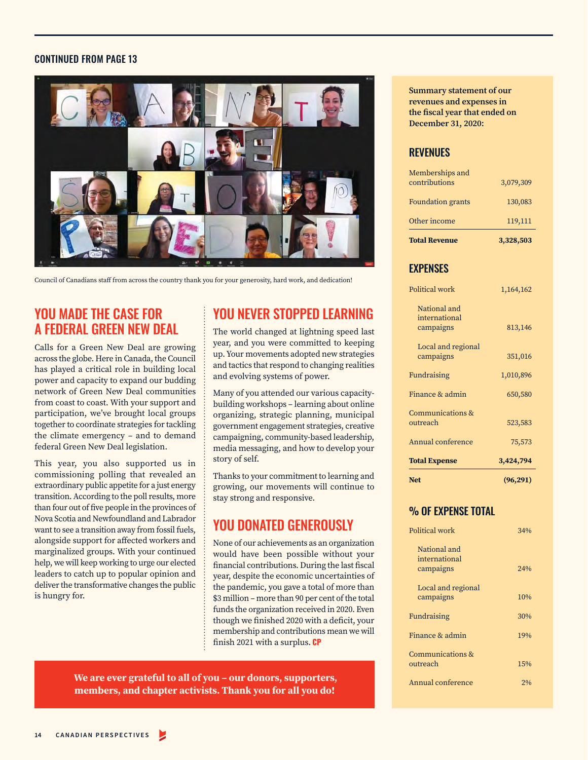**CONTINUED FROM PAGE 13**

Council of Canadians staff from across the country thank you for your generosity, hard work, and dedication!

## YOU MADE THE CASE FOR A FEDERAL GREEN NEW DEAL

Calls for a Green New Deal are growing across the globe. Here in Canada, the Council has played a critical role in building local power and capacity to expand our budding network of Green New Deal communities from coast to coast. With your support and participation, we've brought local groups together to coordinate strategies for tackling the climate emergency – and to demand federal Green New Deal legislation.

This year, you also supported us in commissioning polling that revealed an extraordinary public appetite for a just energy transition. According to the poll results, more than four out of five people in the provinces of Nova Scotia and Newfoundland and Labrador want to see a transition away from fossil fuels, alongside support for affected workers and marginalized groups. With your continued help, we will keep working to urge our elected leaders to catch up to popular opinion and deliver the transformative changes the public is hungry for.

## YOU NEVER STOPPED LEARNING

The world changed at lightning speed last year, and you were committed to keeping up. Your movements adopted new strategies and tactics that respond to changing realities and evolving systems of power.

Many of you attended our various capacity-building workshops – learning about online organizing, strategic planning, municipal government engagement strategies, creative campaigning, community-based leadership, media messaging, and how to develop your story of self.

Thanks to your commitment to learning and growing, our movements will continue to stay strong and responsive.

## YOU DONATED GENEROUSLY

None of our achievements as an organization would have been possible without your financial contributions. During the last fiscal year, despite the economic uncertainties of the pandemic, you gave a total of more than $3 million – more than 90 per cent of the total funds the organization received in 2020. Even though we finished 2020 with a deficit, your membership and contributions mean we will finish 2021 with a surplus. **CP**

**We are ever grateful to all of you – our donors, supporters, members, and chapter activists. Thank you for all you do!**

**Summary statement of our revenues and expenses in the fiscal year that ended on December 31, 2020:**

### REVENUES

| | |
|---|---|
| Memberships and contributions | 3,079,309 |
| Foundation grants | 130,083 |
| Other income | 119,111 |
| **Total Revenue** | **3,328,503** |

### EXPENSES

| | |
|---|---|
| Political work | 1,164,162 |
| National and international campaigns | 813,146 |
| Local and regional campaigns | 351,016 |
| Fundraising | 1,010,896 |
| Finance & admin | 650,580 |
| Communications & outreach | 523,583 |
| Annual conference | 75,573 |
| **Total Expense** | **3,424,794** |
| **Net** | **(96,291)** |

### % OF EXPENSE TOTAL

| | |
|---|---|
| Political work | 34% |
| National and international campaigns | 24% |
| Local and regional campaigns | 10% |
| Fundraising | 30% |
| Finance & admin | 19% |
| Communications & outreach | 15% |
| Annual conference | 2% |